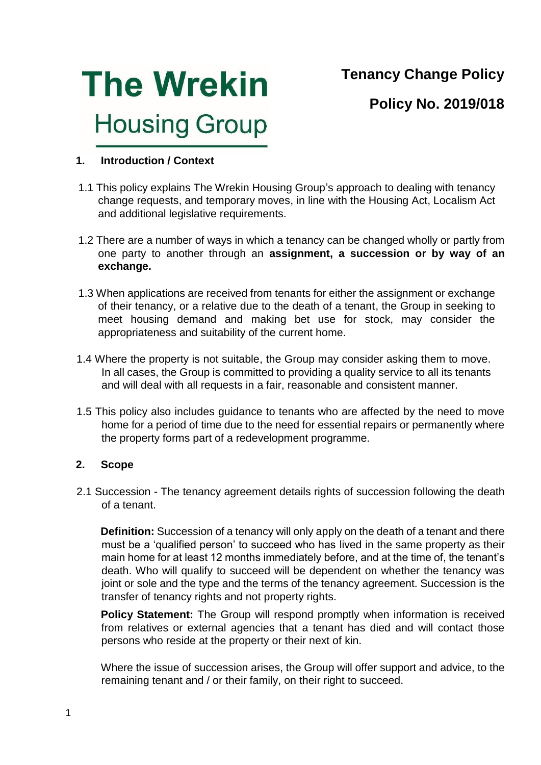# The Wrekin Housing Group

**Tenancy Change Policy**

**Policy No. 2019/018**

## 1. Introduction / Context

1.1 This policy explains The Wrekin Housing Group's approach to dealing with tenancy change requests, and temporary moves, in line with the Housing Act, Localism Act and additional legislative requirements.

1.2 There are a number of ways in which a tenancy can be changed wholly or partly from one party to another through an **assignment, a succession or by way of an exchange.**

1.3 When applications are received from tenants for either the assignment or exchange of their tenancy, or a relative due to the death of a tenant, the Group in seeking to meet housing demand and making bet use for stock, may consider the appropriateness and suitability of the current home.

1.4 Where the property is not suitable, the Group may consider asking them to move. In all cases, the Group is committed to providing a quality service to all its tenants and will deal with all requests in a fair, reasonable and consistent manner.

1.5 This policy also includes guidance to tenants who are affected by the need to move home for a period of time due to the need for essential repairs or permanently where the property forms part of a redevelopment programme.

## 2. Scope

2.1 Succession - The tenancy agreement details rights of succession following the death of a tenant.

**Definition:** Succession of a tenancy will only apply on the death of a tenant and there must be a 'qualified person' to succeed who has lived in the same property as their main home for at least 12 months immediately before, and at the time of, the tenant's death. Who will qualify to succeed will be dependent on whether the tenancy was joint or sole and the type and the terms of the tenancy agreement. Succession is the transfer of tenancy rights and not property rights.

**Policy Statement:** The Group will respond promptly when information is received from relatives or external agencies that a tenant has died and will contact those persons who reside at the property or their next of kin.

Where the issue of succession arises, the Group will offer support and advice, to the remaining tenant and / or their family, on their right to succeed.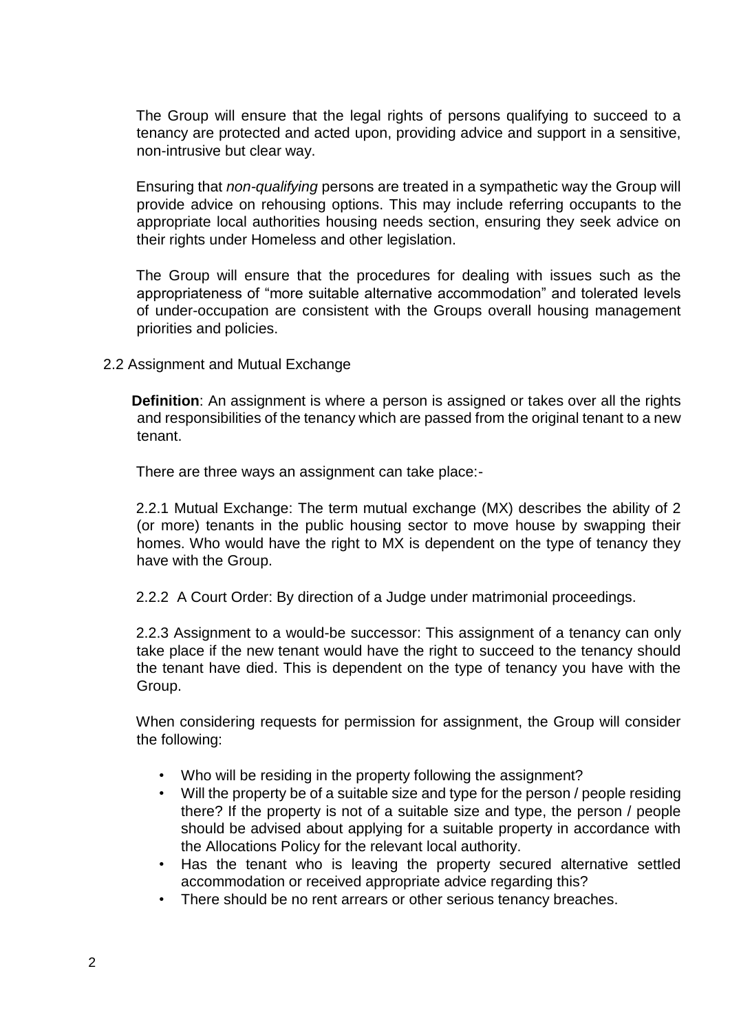The Group will ensure that the legal rights of persons qualifying to succeed to a tenancy are protected and acted upon, providing advice and support in a sensitive, non-intrusive but clear way.

Ensuring that *non-qualifying* persons are treated in a sympathetic way the Group will provide advice on rehousing options. This may include referring occupants to the appropriate local authorities housing needs section, ensuring they seek advice on their rights under Homeless and other legislation.

The Group will ensure that the procedures for dealing with issues such as the appropriateness of "more suitable alternative accommodation" and tolerated levels of under-occupation are consistent with the Groups overall housing management priorities and policies.

2.2 Assignment and Mutual Exchange

**Definition**: An assignment is where a person is assigned or takes over all the rights and responsibilities of the tenancy which are passed from the original tenant to a new tenant.

There are three ways an assignment can take place:-

2.2.1 Mutual Exchange: The term mutual exchange (MX) describes the ability of 2 (or more) tenants in the public housing sector to move house by swapping their homes. Who would have the right to MX is dependent on the type of tenancy they have with the Group.

2.2.2 A Court Order: By direction of a Judge under matrimonial proceedings.

2.2.3 Assignment to a would-be successor: This assignment of a tenancy can only take place if the new tenant would have the right to succeed to the tenancy should the tenant have died. This is dependent on the type of tenancy you have with the Group.

When considering requests for permission for assignment, the Group will consider the following:

- Who will be residing in the property following the assignment?
- Will the property be of a suitable size and type for the person / people residing there? If the property is not of a suitable size and type, the person / people should be advised about applying for a suitable property in accordance with the Allocations Policy for the relevant local authority.
- Has the tenant who is leaving the property secured alternative settled accommodation or received appropriate advice regarding this?
- There should be no rent arrears or other serious tenancy breaches.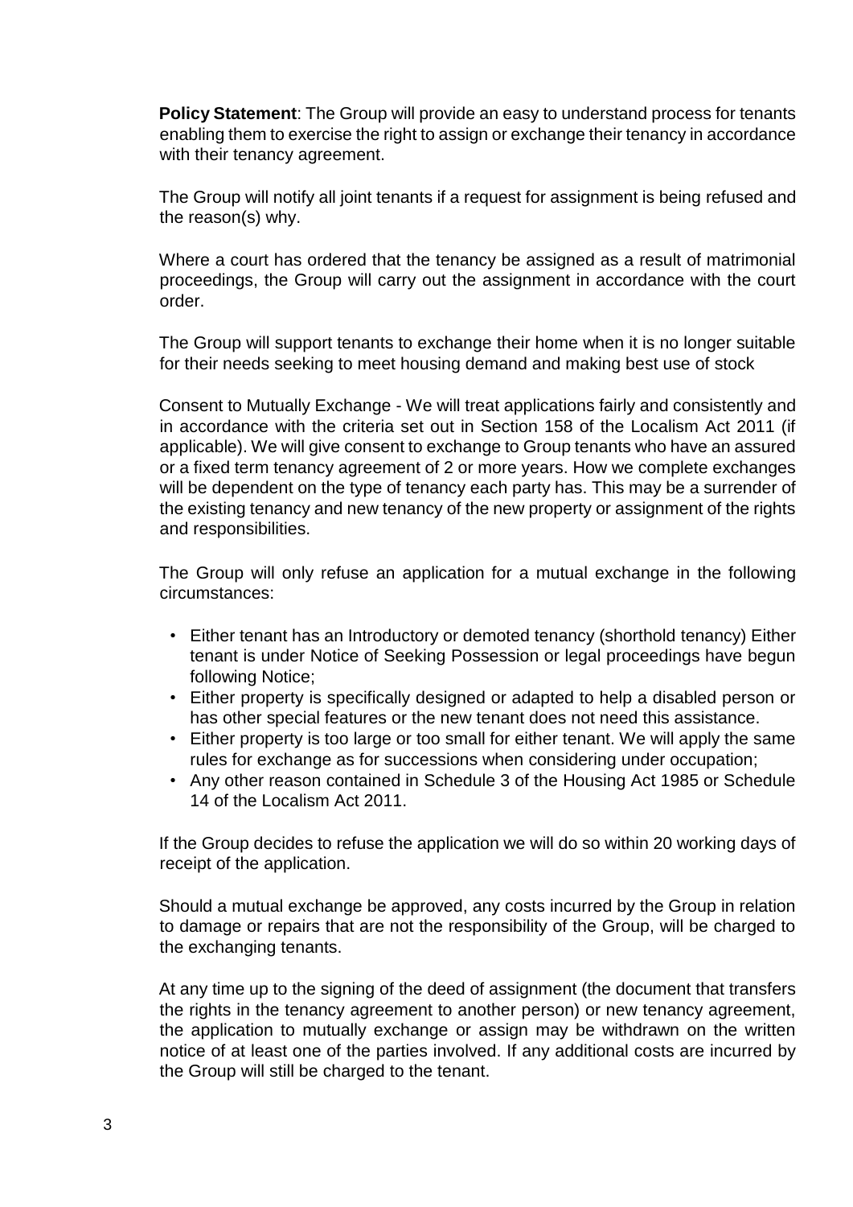**Policy Statement**: The Group will provide an easy to understand process for tenants enabling them to exercise the right to assign or exchange their tenancy in accordance with their tenancy agreement.

The Group will notify all joint tenants if a request for assignment is being refused and the reason(s) why.

Where a court has ordered that the tenancy be assigned as a result of matrimonial proceedings, the Group will carry out the assignment in accordance with the court order.

The Group will support tenants to exchange their home when it is no longer suitable for their needs seeking to meet housing demand and making best use of stock

Consent to Mutually Exchange - We will treat applications fairly and consistently and in accordance with the criteria set out in Section 158 of the Localism Act 2011 (if applicable). We will give consent to exchange to Group tenants who have an assured or a fixed term tenancy agreement of 2 or more years. How we complete exchanges will be dependent on the type of tenancy each party has. This may be a surrender of the existing tenancy and new tenancy of the new property or assignment of the rights and responsibilities.

The Group will only refuse an application for a mutual exchange in the following circumstances:

- Either tenant has an Introductory or demoted tenancy (shorthold tenancy) Either tenant is under Notice of Seeking Possession or legal proceedings have begun following Notice;
- Either property is specifically designed or adapted to help a disabled person or has other special features or the new tenant does not need this assistance.
- Either property is too large or too small for either tenant. We will apply the same rules for exchange as for successions when considering under occupation;
- Any other reason contained in Schedule 3 of the Housing Act 1985 or Schedule 14 of the Localism Act 2011.

If the Group decides to refuse the application we will do so within 20 working days of receipt of the application.

Should a mutual exchange be approved, any costs incurred by the Group in relation to damage or repairs that are not the responsibility of the Group, will be charged to the exchanging tenants.

At any time up to the signing of the deed of assignment (the document that transfers the rights in the tenancy agreement to another person) or new tenancy agreement, the application to mutually exchange or assign may be withdrawn on the written notice of at least one of the parties involved. If any additional costs are incurred by the Group will still be charged to the tenant.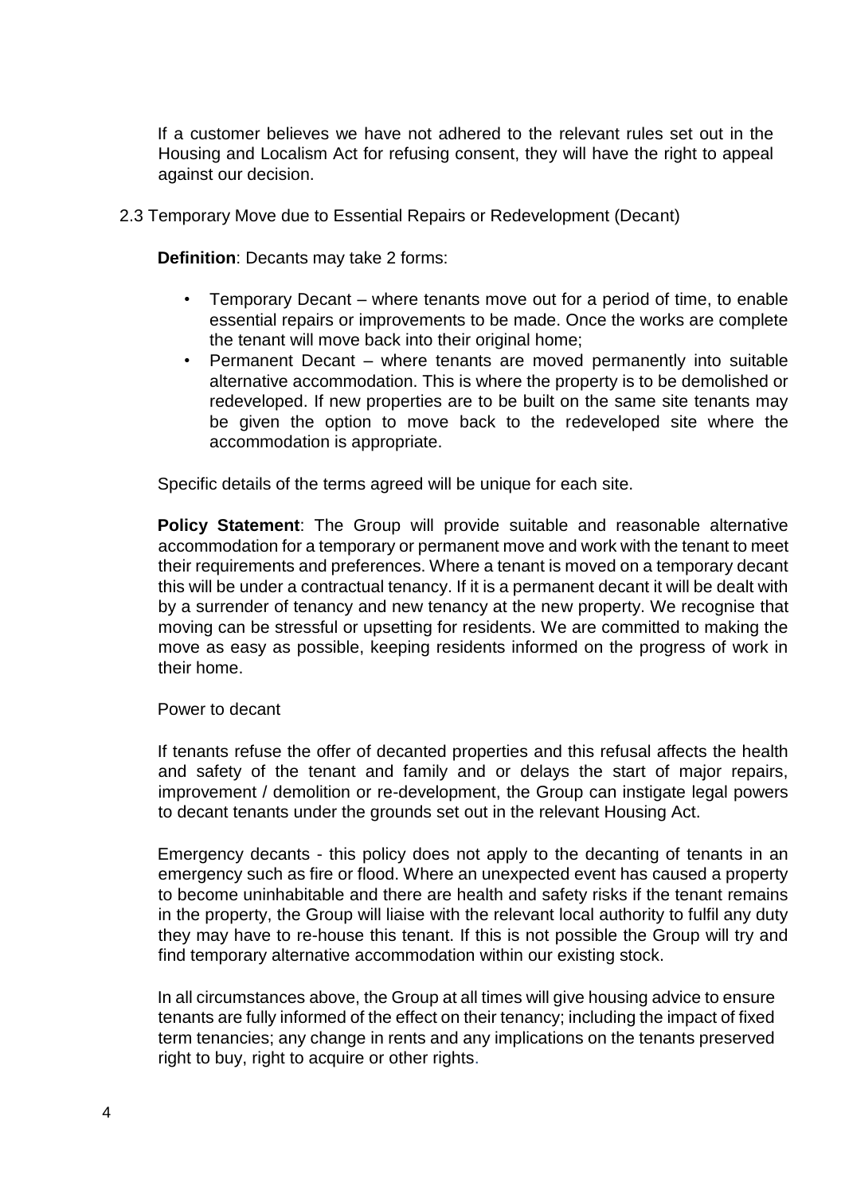If a customer believes we have not adhered to the relevant rules set out in the Housing and Localism Act for refusing consent, they will have the right to appeal against our decision.

### 2.3 Temporary Move due to Essential Repairs or Redevelopment (Decant)

**Definition**: Decants may take 2 forms:

- Temporary Decant – where tenants move out for a period of time, to enable essential repairs or improvements to be made. Once the works are complete the tenant will move back into their original home;
- Permanent Decant – where tenants are moved permanently into suitable alternative accommodation. This is where the property is to be demolished or redeveloped. If new properties are to be built on the same site tenants may be given the option to move back to the redeveloped site where the accommodation is appropriate.

Specific details of the terms agreed will be unique for each site.

**Policy Statement**: The Group will provide suitable and reasonable alternative accommodation for a temporary or permanent move and work with the tenant to meet their requirements and preferences. Where a tenant is moved on a temporary decant this will be under a contractual tenancy. If it is a permanent decant it will be dealt with by a surrender of tenancy and new tenancy at the new property. We recognise that moving can be stressful or upsetting for residents. We are committed to making the move as easy as possible, keeping residents informed on the progress of work in their home.

Power to decant

If tenants refuse the offer of decanted properties and this refusal affects the health and safety of the tenant and family and or delays the start of major repairs, improvement / demolition or re-development, the Group can instigate legal powers to decant tenants under the grounds set out in the relevant Housing Act.

Emergency decants - this policy does not apply to the decanting of tenants in an emergency such as fire or flood. Where an unexpected event has caused a property to become uninhabitable and there are health and safety risks if the tenant remains in the property, the Group will liaise with the relevant local authority to fulfil any duty they may have to re-house this tenant. If this is not possible the Group will try and find temporary alternative accommodation within our existing stock.

In all circumstances above, the Group at all times will give housing advice to ensure tenants are fully informed of the effect on their tenancy; including the impact of fixed term tenancies; any change in rents and any implications on the tenants preserved right to buy, right to acquire or other rights.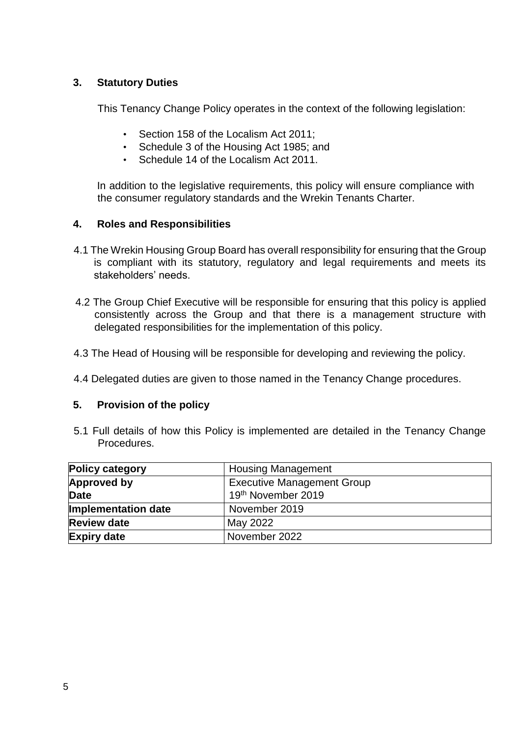## 3. Statutory Duties

This Tenancy Change Policy operates in the context of the following legislation:

- Section 158 of the Localism Act 2011;
- Schedule 3 of the Housing Act 1985; and
- Schedule 14 of the Localism Act 2011.

In addition to the legislative requirements, this policy will ensure compliance with the consumer regulatory standards and the Wrekin Tenants Charter.

## 4. Roles and Responsibilities

4.1 The Wrekin Housing Group Board has overall responsibility for ensuring that the Group is compliant with its statutory, regulatory and legal requirements and meets its stakeholders' needs.

4.2 The Group Chief Executive will be responsible for ensuring that this policy is applied consistently across the Group and that there is a management structure with delegated responsibilities for the implementation of this policy.

4.3 The Head of Housing will be responsible for developing and reviewing the policy.

4.4 Delegated duties are given to those named in the Tenancy Change procedures.

## 5. Provision of the policy

5.1 Full details of how this Policy is implemented are detailed in the Tenancy Change Procedures.

| | |
|---|---|
| **Policy category** | Housing Management |
| **Approved by**<br>**Date** | Executive Management Group<br>19th November 2019 |
| **Implementation date** | November 2019 |
| **Review date** | May 2022 |
| **Expiry date** | November 2022 |